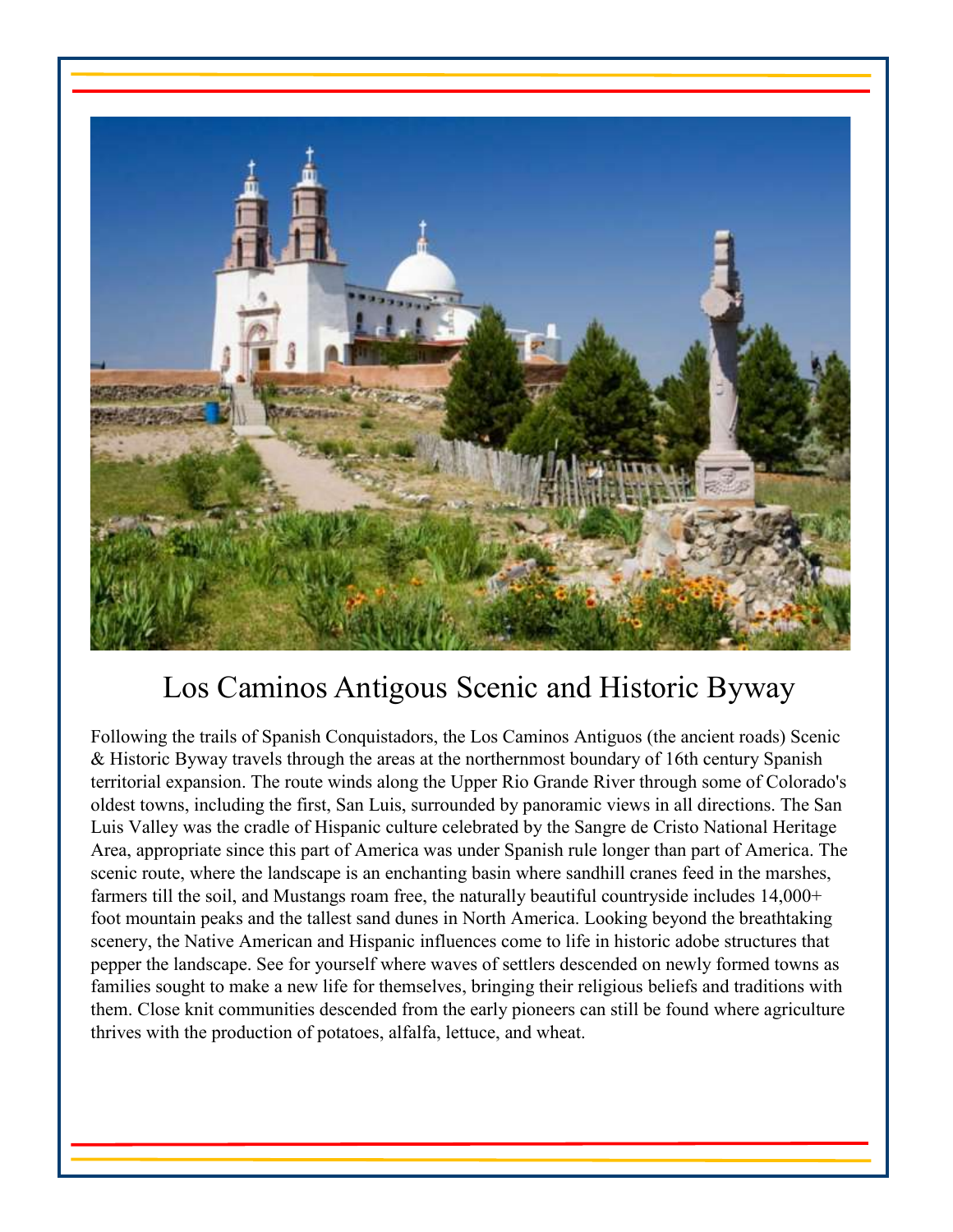# Los Caminos Antigous Scenic and Historic Byway

Following the trails of Spanish Conquistadors, the Los Caminos Antiguos (the ancient roads) Scenic & Historic Byway travels through the areas at the northernmost boundary of 16th century Spanish territorial expansion. The route winds along the Upper Rio Grande River through some of Colorado's oldest towns, including the first, San Luis, surrounded by panoramic views in all directions. The San Luis Valley was the cradle of Hispanic culture celebrated by the Sangre de Cristo National Heritage Area, appropriate since this part of America was under Spanish rule longer than part of America. The scenic route, where the landscape is an enchanting basin where sandhill cranes feed in the marshes, farmers till the soil, and Mustangs roam free, the naturally beautiful countryside includes 14,000+ foot mountain peaks and the tallest sand dunes in North America. Looking beyond the breathtaking scenery, the Native American and Hispanic influences come to life in historic adobe structures that pepper the landscape. See for yourself where waves of settlers descended on newly formed towns as families sought to make a new life for themselves, bringing their religious beliefs and traditions with them. Close knit communities descended from the early pioneers can still be found where agriculture thrives with the production of potatoes, alfalfa, lettuce, and wheat.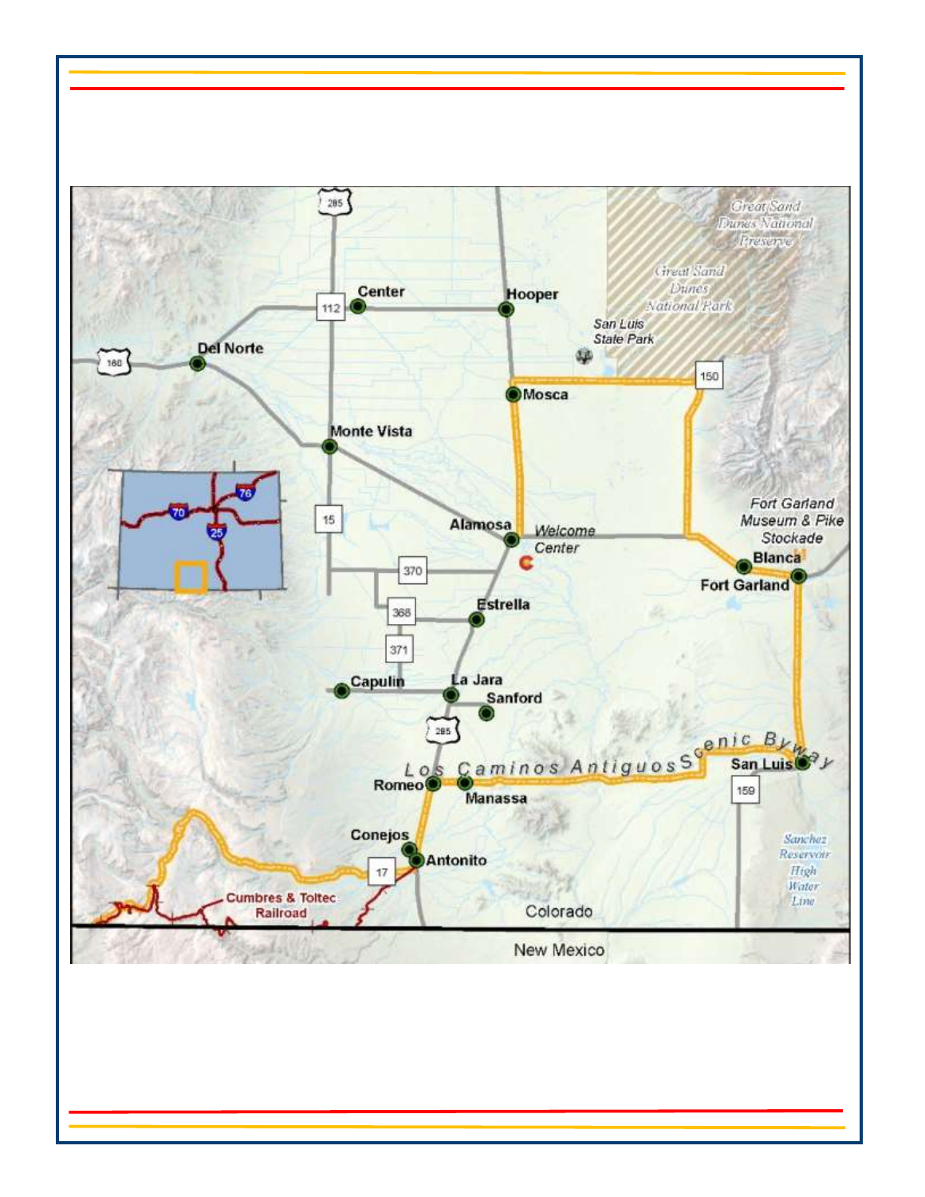Great Sand Dunes National Preserve

Great Sand Dunes National Park

San Luis State Park

Center

Hooper

Del Norte

Mosca

Monte Vista

Alamosa

Welcome Center

Fort Garland Museum & Pike Stockade

Blanca

Fort Garland

Estrella

Capulin

La Jara

Sanford

Los Caminos Antiguos Scenic Byway

Romeo

Manassa

San Luis

Conejos

Antonito

Sanchez Reservoir High Water Line

Cumbres & Toltec Railroad

Colorado

New Mexico

285 112 160 15 370 368 371 150 159 17 70 76 25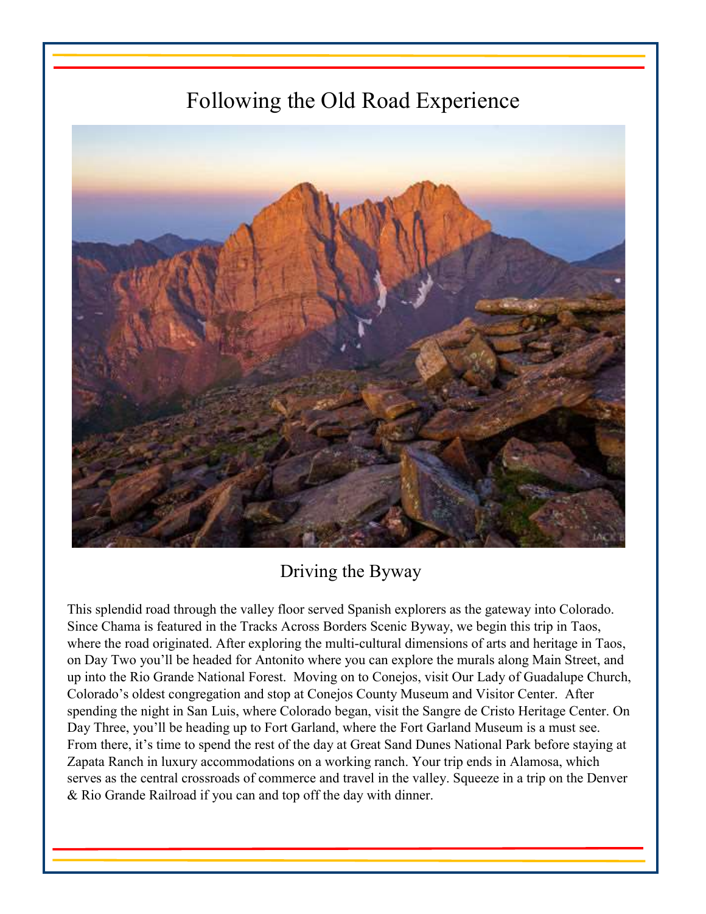# Following the Old Road Experience

## Driving the Byway

This splendid road through the valley floor served Spanish explorers as the gateway into Colorado. Since Chama is featured in the Tracks Across Borders Scenic Byway, we begin this trip in Taos, where the road originated. After exploring the multi-cultural dimensions of arts and heritage in Taos, on Day Two you'll be headed for Antonito where you can explore the murals along Main Street, and up into the Rio Grande National Forest. Moving on to Conejos, visit Our Lady of Guadalupe Church, Colorado's oldest congregation and stop at Conejos County Museum and Visitor Center. After spending the night in San Luis, where Colorado began, visit the Sangre de Cristo Heritage Center. On Day Three, you'll be heading up to Fort Garland, where the Fort Garland Museum is a must see. From there, it's time to spend the rest of the day at Great Sand Dunes National Park before staying at Zapata Ranch in luxury accommodations on a working ranch. Your trip ends in Alamosa, which serves as the central crossroads of commerce and travel in the valley. Squeeze in a trip on the Denver & Rio Grande Railroad if you can and top off the day with dinner.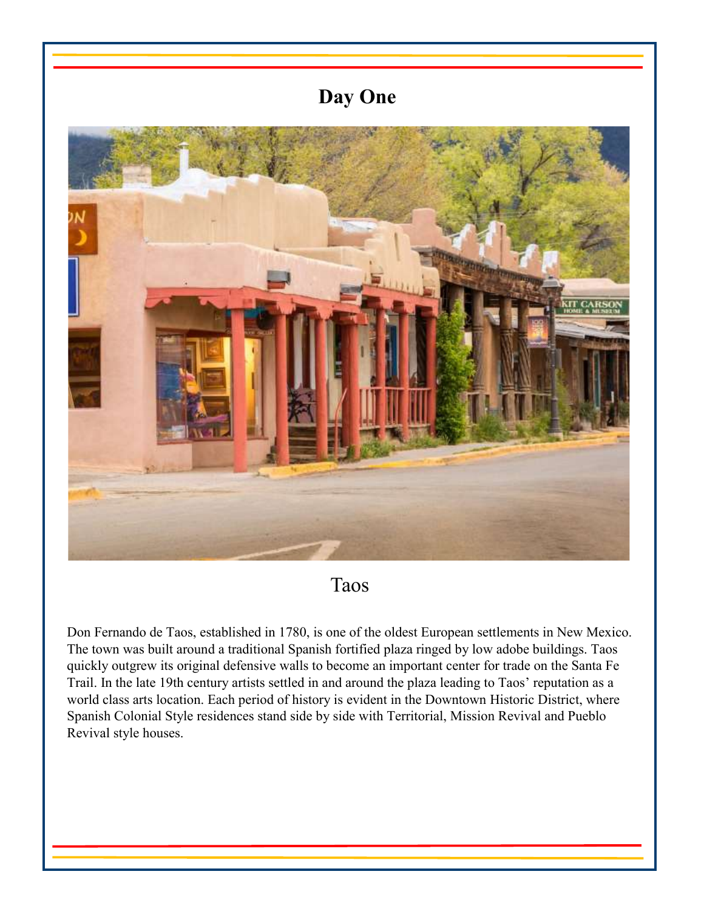# Day One

Taos

Don Fernando de Taos, established in 1780, is one of the oldest European settlements in New Mexico. The town was built around a traditional Spanish fortified plaza ringed by low adobe buildings. Taos quickly outgrew its original defensive walls to become an important center for trade on the Santa Fe Trail. In the late 19th century artists settled in and around the plaza leading to Taos' reputation as a world class arts location. Each period of history is evident in the Downtown Historic District, where Spanish Colonial Style residences stand side by side with Territorial, Mission Revival and Pueblo Revival style houses.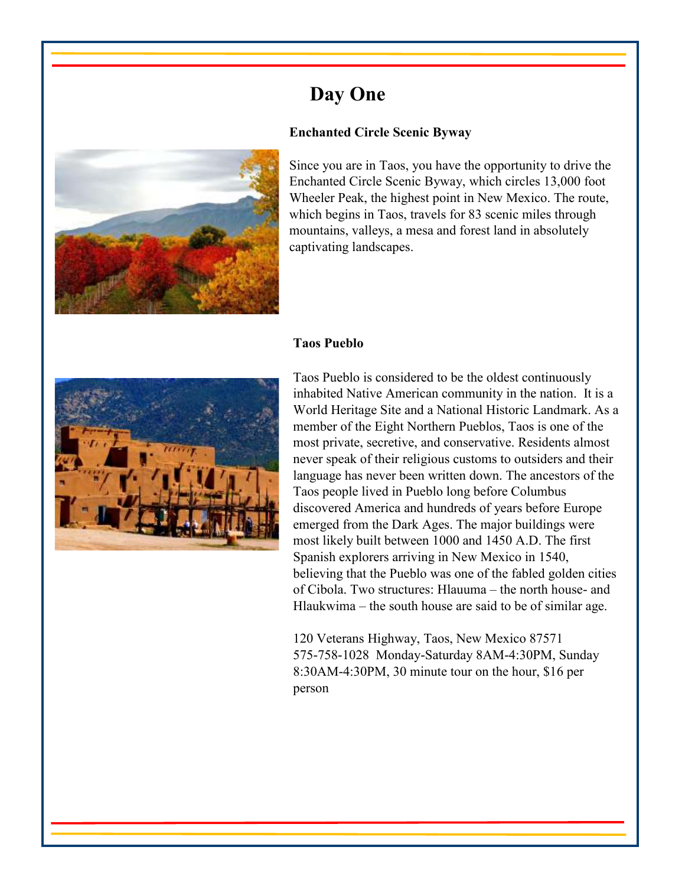# Day One

### Enchanted Circle Scenic Byway

Since you are in Taos, you have the opportunity to drive the Enchanted Circle Scenic Byway, which circles 13,000 foot Wheeler Peak, the highest point in New Mexico. The route, which begins in Taos, travels for 83 scenic miles through mountains, valleys, a mesa and forest land in absolutely captivating landscapes.

### Taos Pueblo

Taos Pueblo is considered to be the oldest continuously inhabited Native American community in the nation. It is a World Heritage Site and a National Historic Landmark. As a member of the Eight Northern Pueblos, Taos is one of the most private, secretive, and conservative. Residents almost never speak of their religious customs to outsiders and their language has never been written down. The ancestors of the Taos people lived in Pueblo long before Columbus discovered America and hundreds of years before Europe emerged from the Dark Ages. The major buildings were most likely built between 1000 and 1450 A.D. The first Spanish explorers arriving in New Mexico in 1540, believing that the Pueblo was one of the fabled golden cities of Cibola. Two structures: Hlauuma – the north house- and Hlaukwima – the south house are said to be of similar age.

120 Veterans Highway, Taos, New Mexico 87571
575-758-1028 Monday-Saturday 8AM-4:30PM, Sunday 8:30AM-4:30PM, 30 minute tour on the hour, $16 per person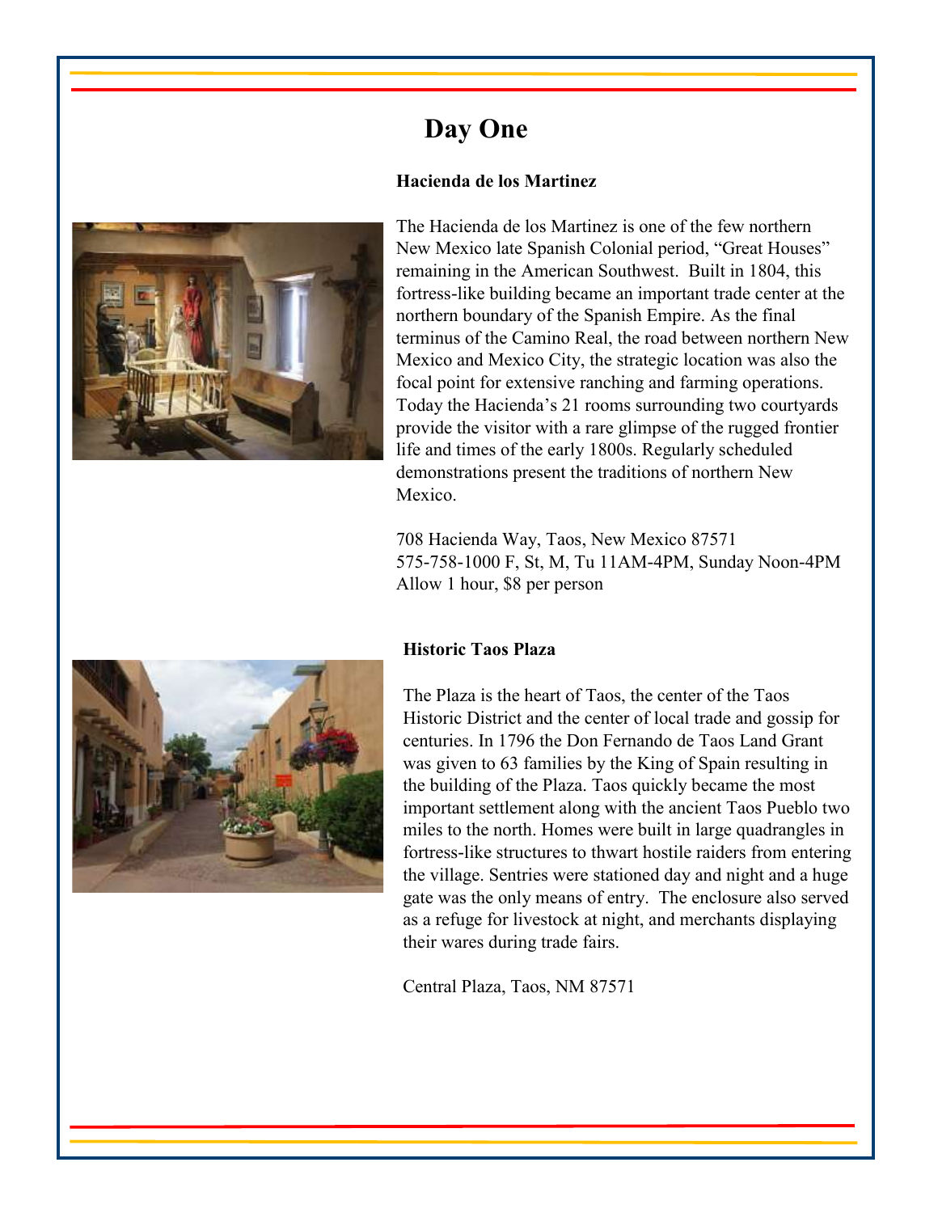# Day One

### Hacienda de los Martinez

The Hacienda de los Martinez is one of the few northern New Mexico late Spanish Colonial period, "Great Houses" remaining in the American Southwest. Built in 1804, this fortress-like building became an important trade center at the northern boundary of the Spanish Empire. As the final terminus of the Camino Real, the road between northern New Mexico and Mexico City, the strategic location was also the focal point for extensive ranching and farming operations. Today the Hacienda's 21 rooms surrounding two courtyards provide the visitor with a rare glimpse of the rugged frontier life and times of the early 1800s. Regularly scheduled demonstrations present the traditions of northern New Mexico.

708 Hacienda Way, Taos, New Mexico 87571
575-758-1000 F, St, M, Tu 11AM-4PM, Sunday Noon-4PM
Allow 1 hour, $8 per person

### Historic Taos Plaza

The Plaza is the heart of Taos, the center of the Taos Historic District and the center of local trade and gossip for centuries. In 1796 the Don Fernando de Taos Land Grant was given to 63 families by the King of Spain resulting in the building of the Plaza. Taos quickly became the most important settlement along with the ancient Taos Pueblo two miles to the north. Homes were built in large quadrangles in fortress-like structures to thwart hostile raiders from entering the village. Sentries were stationed day and night and a huge gate was the only means of entry. The enclosure also served as a refuge for livestock at night, and merchants displaying their wares during trade fairs.

Central Plaza, Taos, NM 87571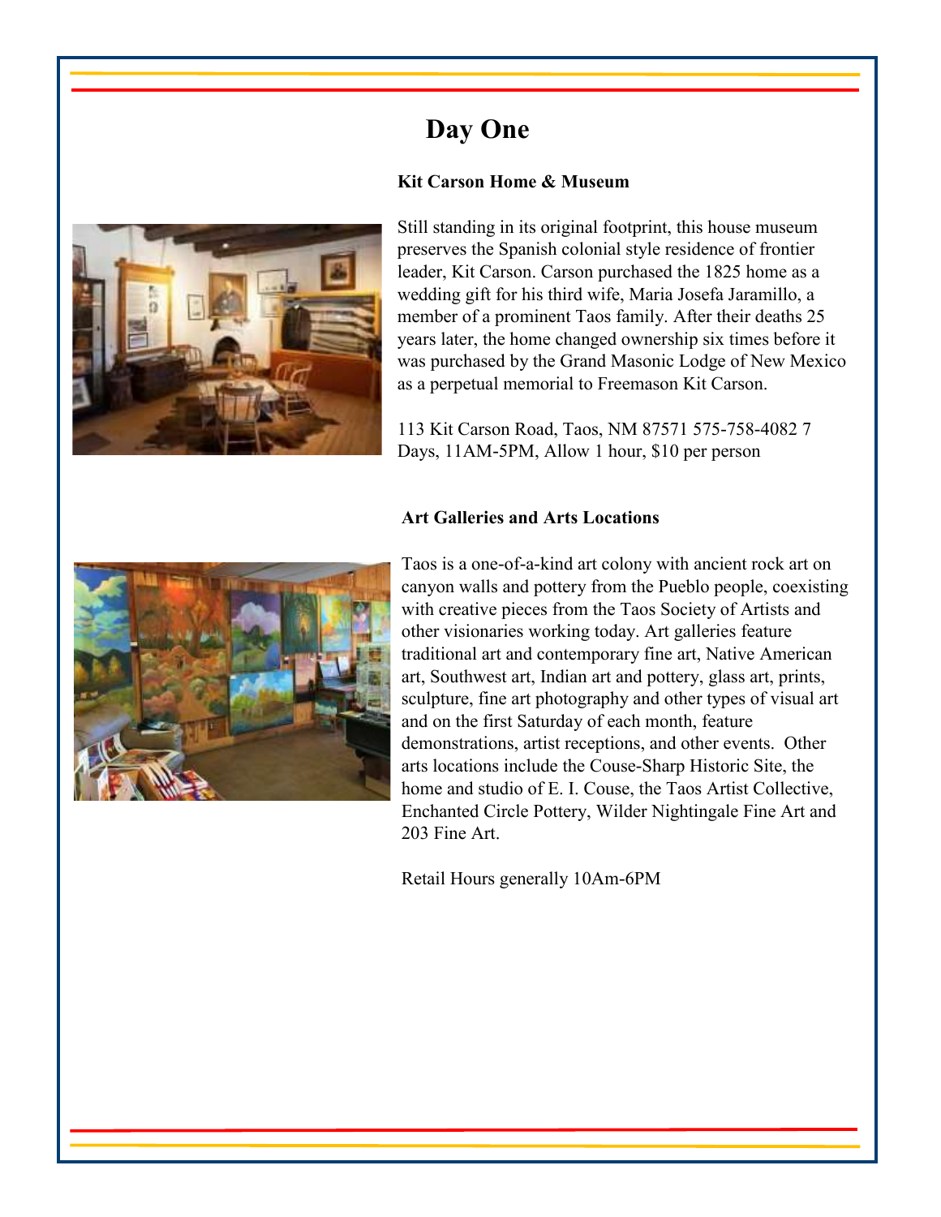# Day One

**Kit Carson Home & Museum**

Still standing in its original footprint, this house museum preserves the Spanish colonial style residence of frontier leader, Kit Carson. Carson purchased the 1825 home as a wedding gift for his third wife, Maria Josefa Jaramillo, a member of a prominent Taos family. After their deaths 25 years later, the home changed ownership six times before it was purchased by the Grand Masonic Lodge of New Mexico as a perpetual memorial to Freemason Kit Carson.

113 Kit Carson Road, Taos, NM 87571 575-758-4082 7 Days, 11AM-5PM, Allow 1 hour, $10 per person

**Art Galleries and Arts Locations**

Taos is a one-of-a-kind art colony with ancient rock art on canyon walls and pottery from the Pueblo people, coexisting with creative pieces from the Taos Society of Artists and other visionaries working today. Art galleries feature traditional art and contemporary fine art, Native American art, Southwest art, Indian art and pottery, glass art, prints, sculpture, fine art photography and other types of visual art and on the first Saturday of each month, feature demonstrations, artist receptions, and other events. Other arts locations include the Couse-Sharp Historic Site, the home and studio of E. I. Couse, the Taos Artist Collective, Enchanted Circle Pottery, Wilder Nightingale Fine Art and 203 Fine Art.

Retail Hours generally 10Am-6PM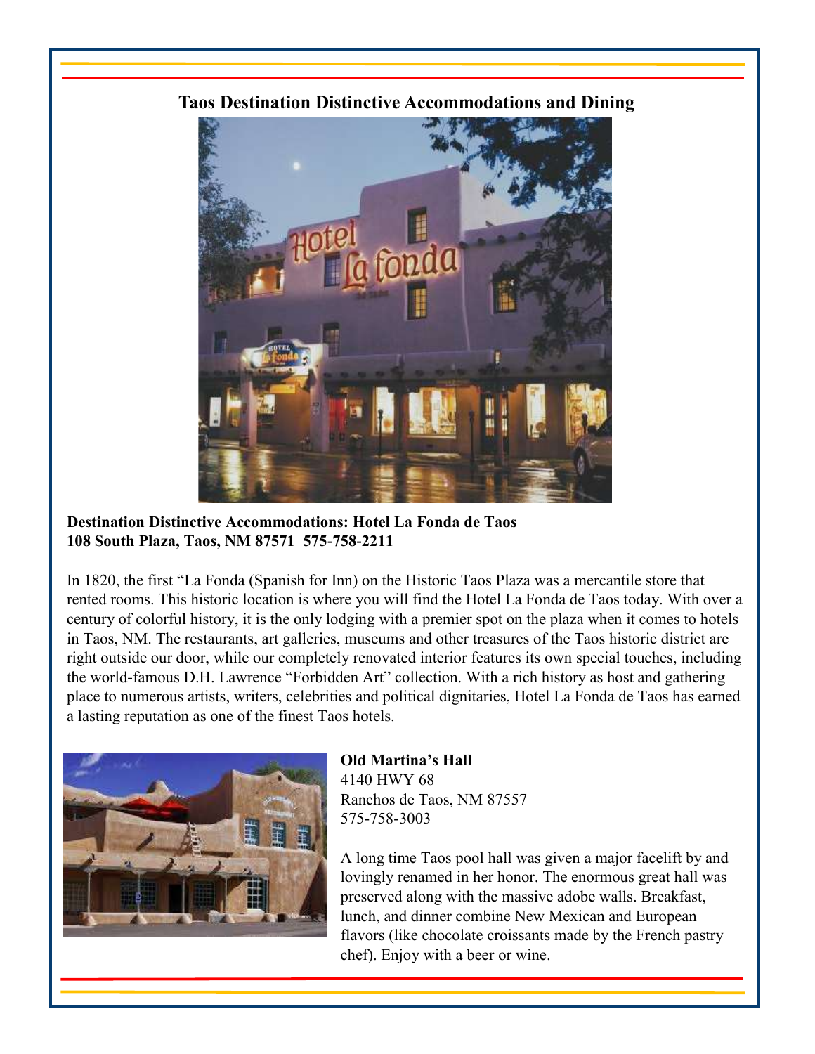## Taos Destination Distinctive Accommodations and Dining

**Destination Distinctive Accommodations: Hotel La Fonda de Taos**
**108 South Plaza, Taos, NM 87571 575-758-2211**

In 1820, the first "La Fonda (Spanish for Inn) on the Historic Taos Plaza was a mercantile store that rented rooms. This historic location is where you will find the Hotel La Fonda de Taos today. With over a century of colorful history, it is the only lodging with a premier spot on the plaza when it comes to hotels in Taos, NM. The restaurants, art galleries, museums and other treasures of the Taos historic district are right outside our door, while our completely renovated interior features its own special touches, including the world-famous D.H. Lawrence "Forbidden Art" collection. With a rich history as host and gathering place to numerous artists, writers, celebrities and political dignitaries, Hotel La Fonda de Taos has earned a lasting reputation as one of the finest Taos hotels.

**Old Martina's Hall**
4140 HWY 68
Ranchos de Taos, NM 87557
575-758-3003

A long time Taos pool hall was given a major facelift by and lovingly renamed in her honor. The enormous great hall was preserved along with the massive adobe walls. Breakfast, lunch, and dinner combine New Mexican and European flavors (like chocolate croissants made by the French pastry chef). Enjoy with a beer or wine.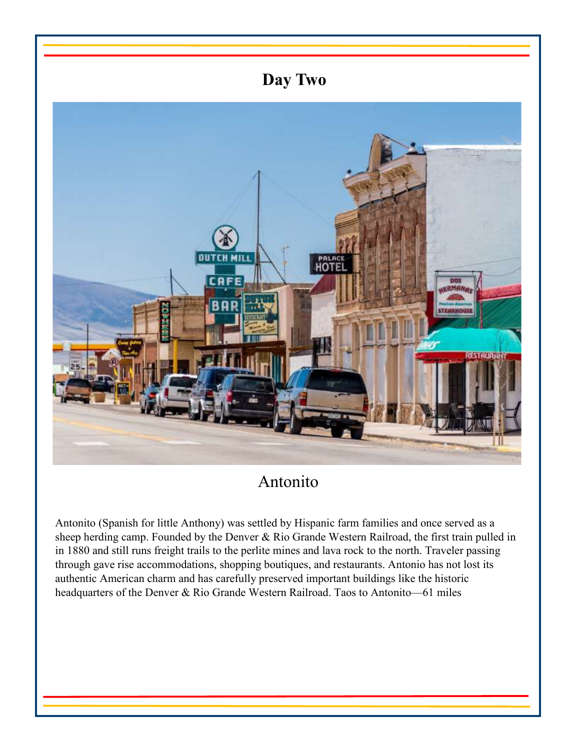# Day Two

## Antonito

Antonito (Spanish for little Anthony) was settled by Hispanic farm families and once served as a sheep herding camp. Founded by the Denver & Rio Grande Western Railroad, the first train pulled in in 1880 and still runs freight trails to the perlite mines and lava rock to the north. Traveler passing through gave rise accommodations, shopping boutiques, and restaurants. Antonio has not lost its authentic American charm and has carefully preserved important buildings like the historic headquarters of the Denver & Rio Grande Western Railroad. Taos to Antonito—61 miles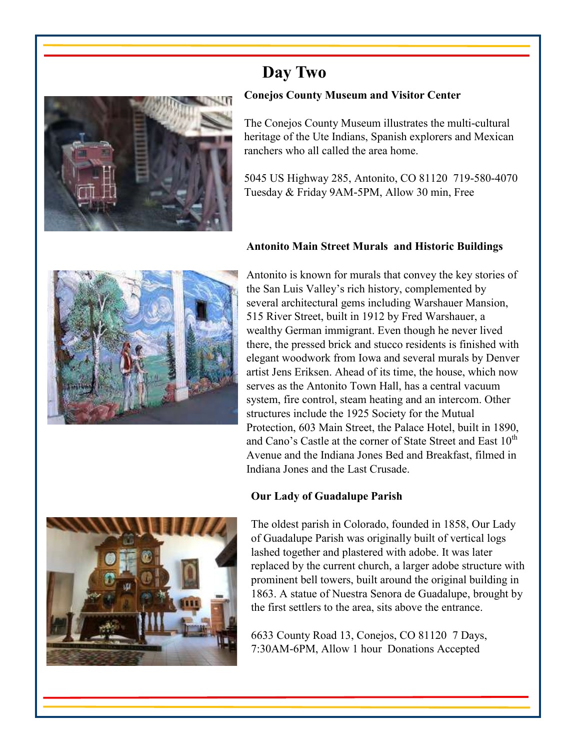# Day Two

**Conejos County Museum and Visitor Center**

The Conejos County Museum illustrates the multi-cultural heritage of the Ute Indians, Spanish explorers and Mexican ranchers who all called the area home.

5045 US Highway 285, Antonito, CO 81120 719-580-4070
Tuesday & Friday 9AM-5PM, Allow 30 min, Free

**Antonito Main Street Murals and Historic Buildings**

Antonito is known for murals that convey the key stories of the San Luis Valley's rich history, complemented by several architectural gems including Warshauer Mansion, 515 River Street, built in 1912 by Fred Warshauer, a wealthy German immigrant. Even though he never lived there, the pressed brick and stucco residents is finished with elegant woodwork from Iowa and several murals by Denver artist Jens Eriksen. Ahead of its time, the house, which now serves as the Antonito Town Hall, has a central vacuum system, fire control, steam heating and an intercom. Other structures include the 1925 Society for the Mutual Protection, 603 Main Street, the Palace Hotel, built in 1890, and Cano's Castle at the corner of State Street and East 10th Avenue and the Indiana Jones Bed and Breakfast, filmed in Indiana Jones and the Last Crusade.

**Our Lady of Guadalupe Parish**

The oldest parish in Colorado, founded in 1858, Our Lady of Guadalupe Parish was originally built of vertical logs lashed together and plastered with adobe. It was later replaced by the current church, a larger adobe structure with prominent bell towers, built around the original building in 1863. A statue of Nuestra Senora de Guadalupe, brought by the first settlers to the area, sits above the entrance.

6633 County Road 13, Conejos, CO 81120 7 Days, 7:30AM-6PM, Allow 1 hour Donations Accepted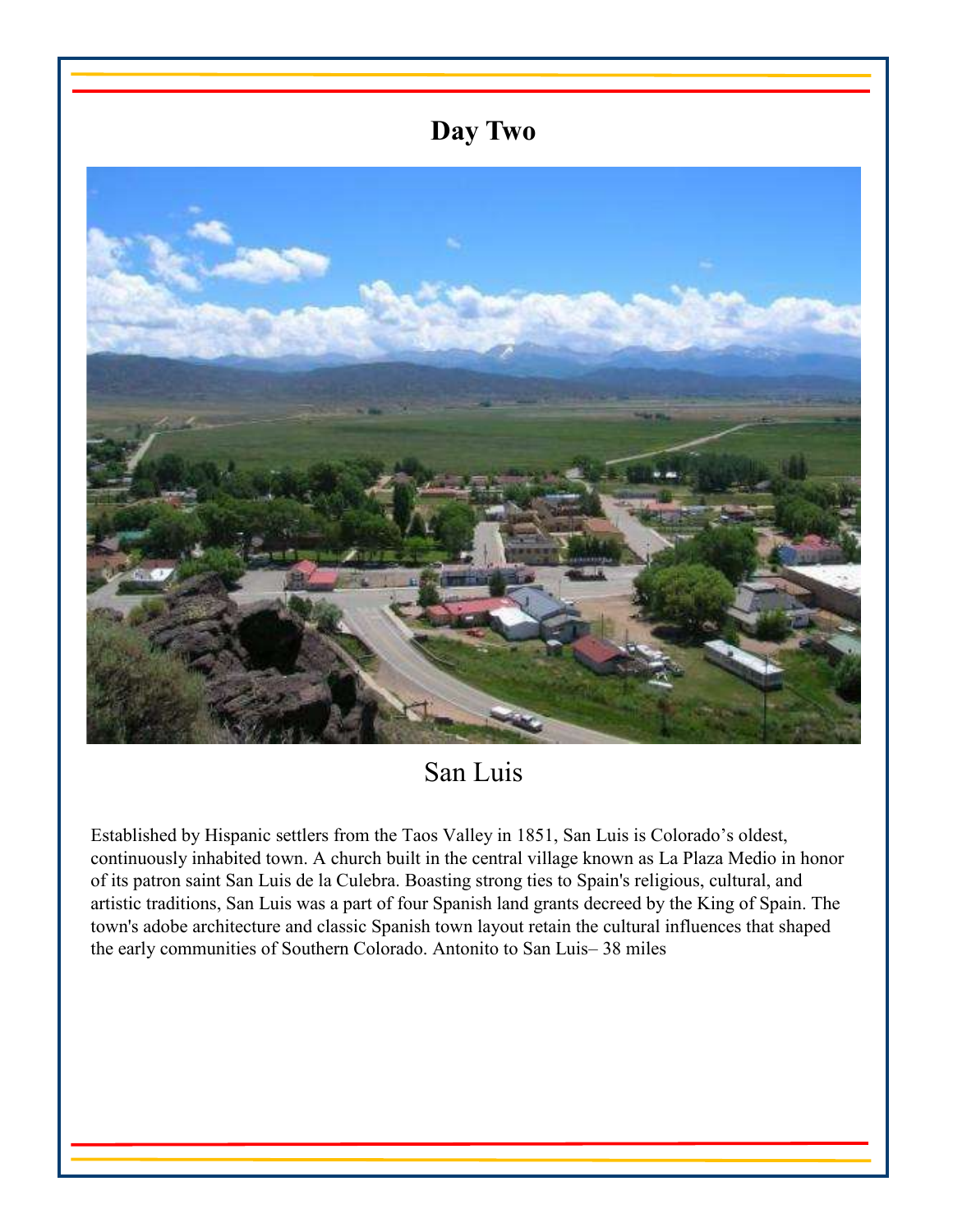# Day Two

San Luis

Established by Hispanic settlers from the Taos Valley in 1851, San Luis is Colorado's oldest, continuously inhabited town. A church built in the central village known as La Plaza Medio in honor of its patron saint San Luis de la Culebra. Boasting strong ties to Spain's religious, cultural, and artistic traditions, San Luis was a part of four Spanish land grants decreed by the King of Spain. The town's adobe architecture and classic Spanish town layout retain the cultural influences that shaped the early communities of Southern Colorado. Antonito to San Luis– 38 miles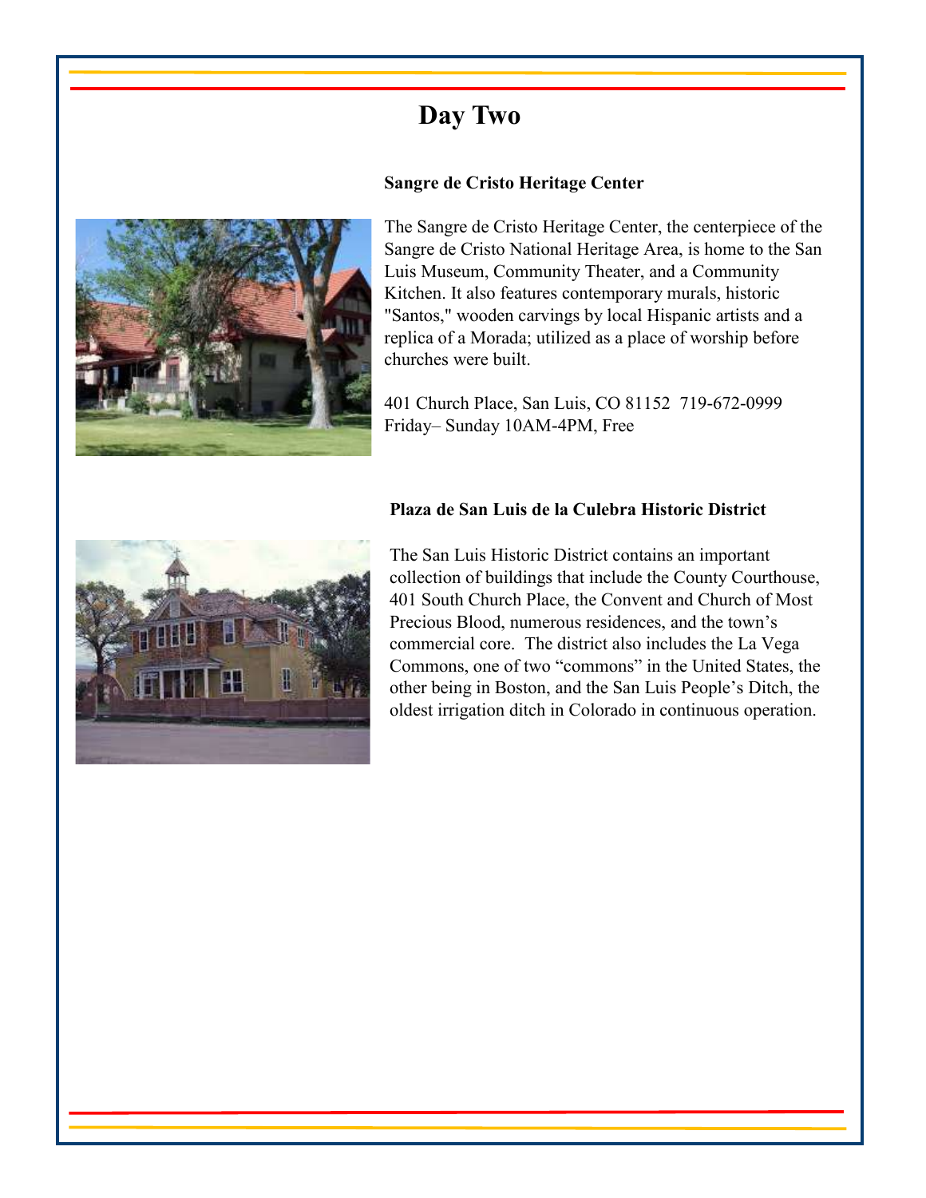# Day Two

### Sangre de Cristo Heritage Center

The Sangre de Cristo Heritage Center, the centerpiece of the Sangre de Cristo National Heritage Area, is home to the San Luis Museum, Community Theater, and a Community Kitchen. It also features contemporary murals, historic "Santos," wooden carvings by local Hispanic artists and a replica of a Morada; utilized as a place of worship before churches were built.

401 Church Place, San Luis, CO 81152 719-672-0999
Friday– Sunday 10AM-4PM, Free

### Plaza de San Luis de la Culebra Historic District

The San Luis Historic District contains an important collection of buildings that include the County Courthouse, 401 South Church Place, the Convent and Church of Most Precious Blood, numerous residences, and the town's commercial core. The district also includes the La Vega Commons, one of two "commons" in the United States, the other being in Boston, and the San Luis People's Ditch, the oldest irrigation ditch in Colorado in continuous operation.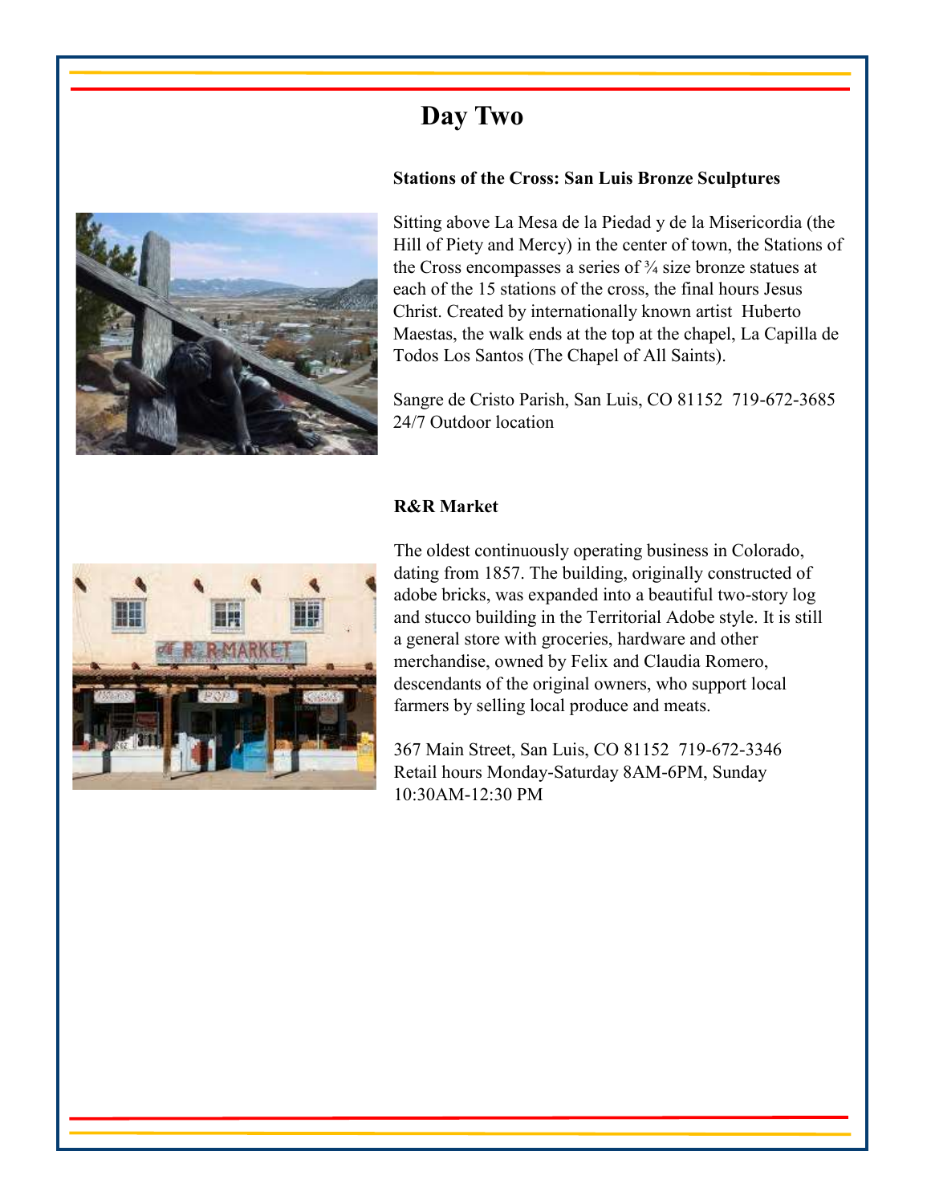# Day Two

### Stations of the Cross: San Luis Bronze Sculptures

Sitting above La Mesa de la Piedad y de la Misericordia (the Hill of Piety and Mercy) in the center of town, the Stations of the Cross encompasses a series of ¾ size bronze statues at each of the 15 stations of the cross, the final hours Jesus Christ. Created by internationally known artist Huberto Maestas, the walk ends at the top at the chapel, La Capilla de Todos Los Santos (The Chapel of All Saints).

Sangre de Cristo Parish, San Luis, CO 81152 719-672-3685
24/7 Outdoor location

### R&R Market

The oldest continuously operating business in Colorado, dating from 1857. The building, originally constructed of adobe bricks, was expanded into a beautiful two-story log and stucco building in the Territorial Adobe style. It is still a general store with groceries, hardware and other merchandise, owned by Felix and Claudia Romero, descendants of the original owners, who support local farmers by selling local produce and meats.

367 Main Street, San Luis, CO 81152 719-672-3346
Retail hours Monday-Saturday 8AM-6PM, Sunday 10:30AM-12:30 PM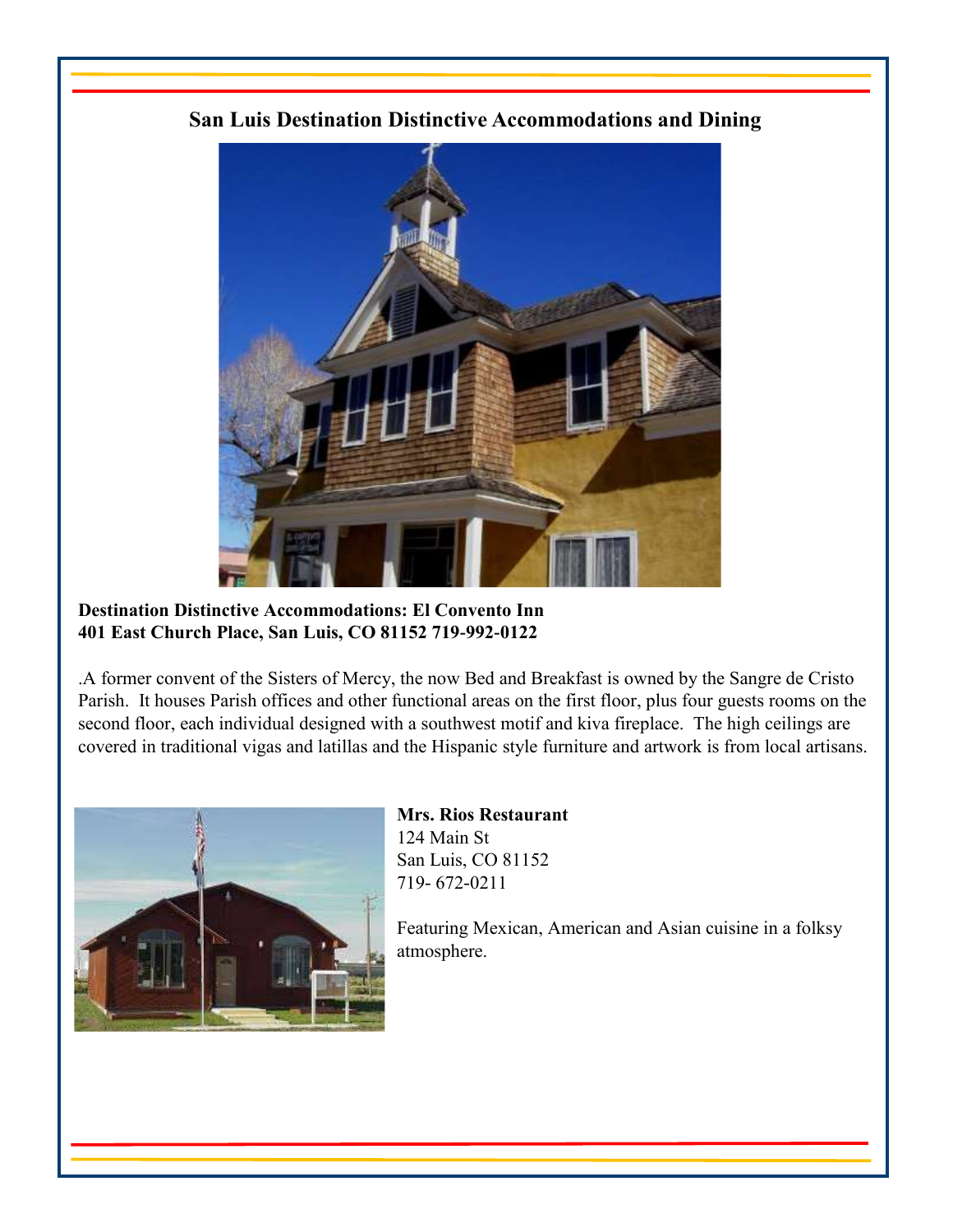## San Luis Destination Distinctive Accommodations and Dining

**Destination Distinctive Accommodations: El Convento Inn**
**401 East Church Place, San Luis, CO 81152 719-992-0122**

.A former convent of the Sisters of Mercy, the now Bed and Breakfast is owned by the Sangre de Cristo Parish. It houses Parish offices and other functional areas on the first floor, plus four guests rooms on the second floor, each individual designed with a southwest motif and kiva fireplace. The high ceilings are covered in traditional vigas and latillas and the Hispanic style furniture and artwork is from local artisans.

**Mrs. Rios Restaurant**
124 Main St
San Luis, CO 81152
719- 672-0211

Featuring Mexican, American and Asian cuisine in a folksy atmosphere.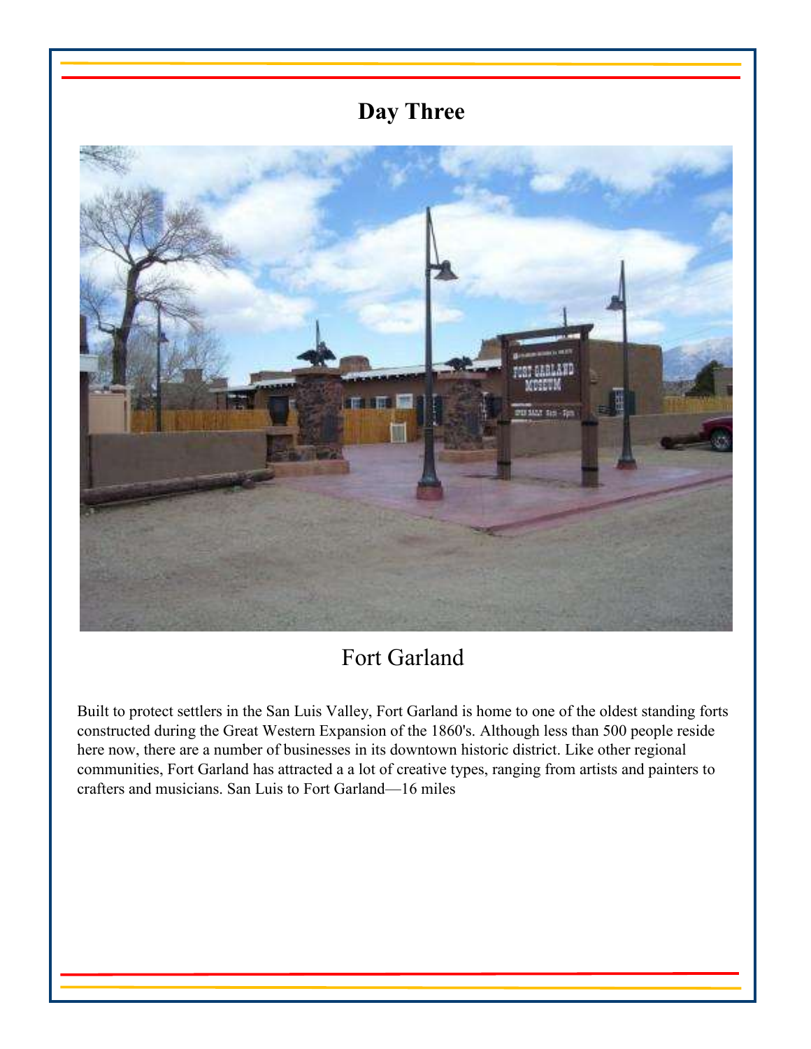# Day Three

Fort Garland

Built to protect settlers in the San Luis Valley, Fort Garland is home to one of the oldest standing forts constructed during the Great Western Expansion of the 1860's. Although less than 500 people reside here now, there are a number of businesses in its downtown historic district. Like other regional communities, Fort Garland has attracted a a lot of creative types, ranging from artists and painters to crafters and musicians. San Luis to Fort Garland—16 miles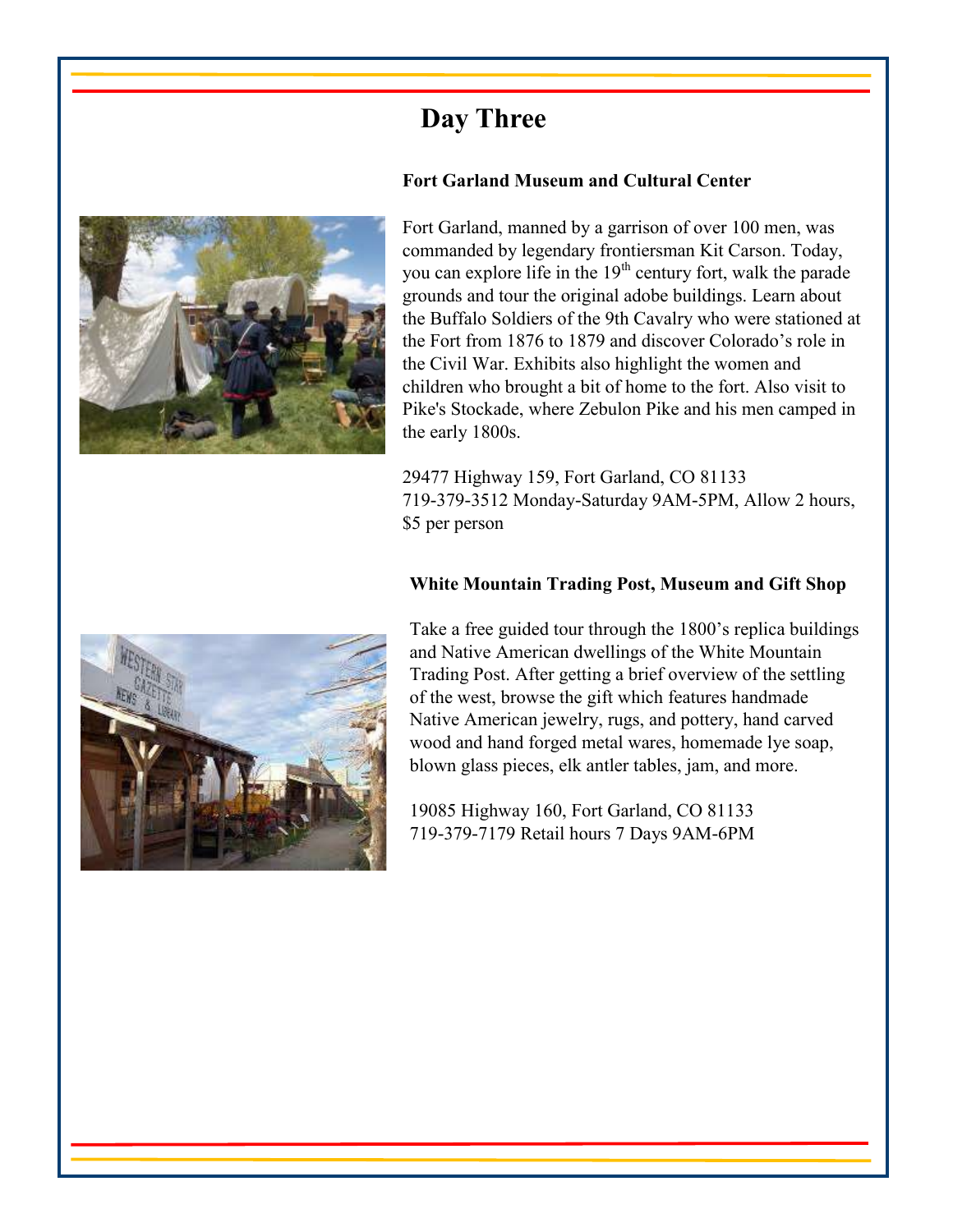# Day Three

### Fort Garland Museum and Cultural Center

Fort Garland, manned by a garrison of over 100 men, was commanded by legendary frontiersman Kit Carson. Today, you can explore life in the 19th century fort, walk the parade grounds and tour the original adobe buildings. Learn about the Buffalo Soldiers of the 9th Cavalry who were stationed at the Fort from 1876 to 1879 and discover Colorado's role in the Civil War. Exhibits also highlight the women and children who brought a bit of home to the fort. Also visit to Pike's Stockade, where Zebulon Pike and his men camped in the early 1800s.

29477 Highway 159, Fort Garland, CO 81133
719-379-3512 Monday-Saturday 9AM-5PM, Allow 2 hours, $5 per person

### White Mountain Trading Post, Museum and Gift Shop

Take a free guided tour through the 1800's replica buildings and Native American dwellings of the White Mountain Trading Post. After getting a brief overview of the settling of the west, browse the gift which features handmade Native American jewelry, rugs, and pottery, hand carved wood and hand forged metal wares, homemade lye soap, blown glass pieces, elk antler tables, jam, and more.

19085 Highway 160, Fort Garland, CO 81133
719-379-7179 Retail hours 7 Days 9AM-6PM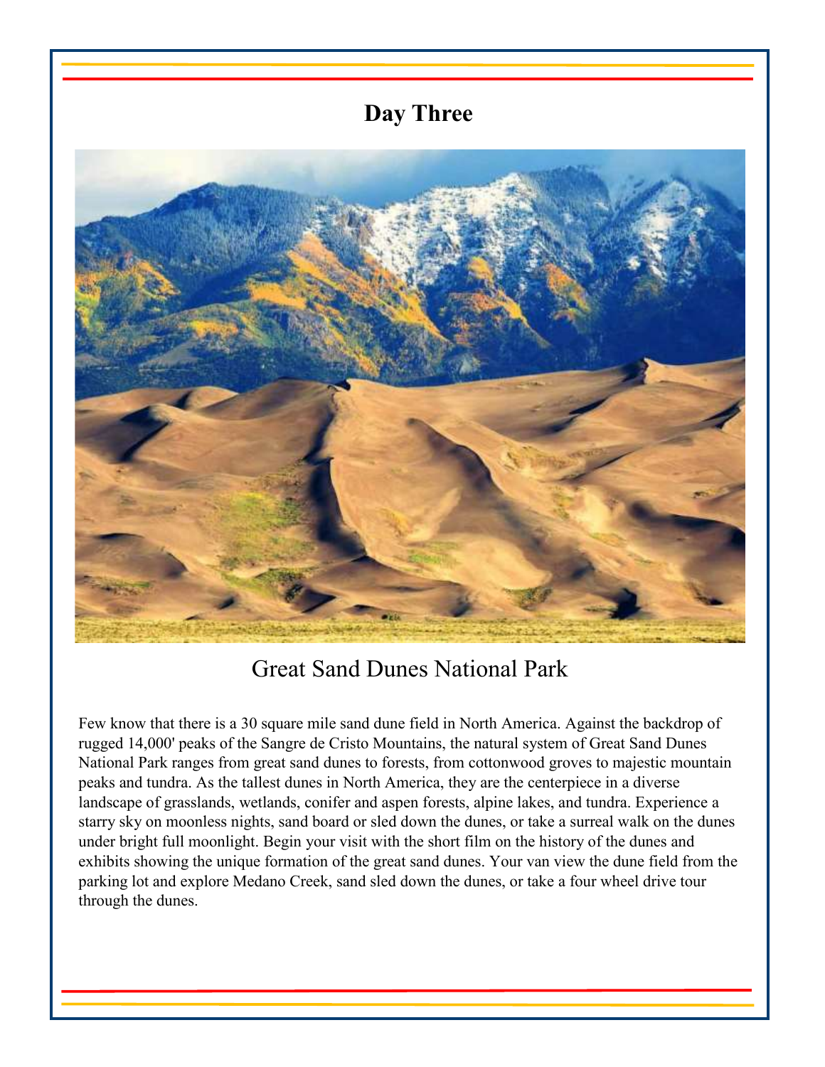# Day Three

## Great Sand Dunes National Park

Few know that there is a 30 square mile sand dune field in North America. Against the backdrop of rugged 14,000' peaks of the Sangre de Cristo Mountains, the natural system of Great Sand Dunes National Park ranges from great sand dunes to forests, from cottonwood groves to majestic mountain peaks and tundra. As the tallest dunes in North America, they are the centerpiece in a diverse landscape of grasslands, wetlands, conifer and aspen forests, alpine lakes, and tundra. Experience a starry sky on moonless nights, sand board or sled down the dunes, or take a surreal walk on the dunes under bright full moonlight. Begin your visit with the short film on the history of the dunes and exhibits showing the unique formation of the great sand dunes. Your van view the dune field from the parking lot and explore Medano Creek, sand sled down the dunes, or take a four wheel drive tour through the dunes.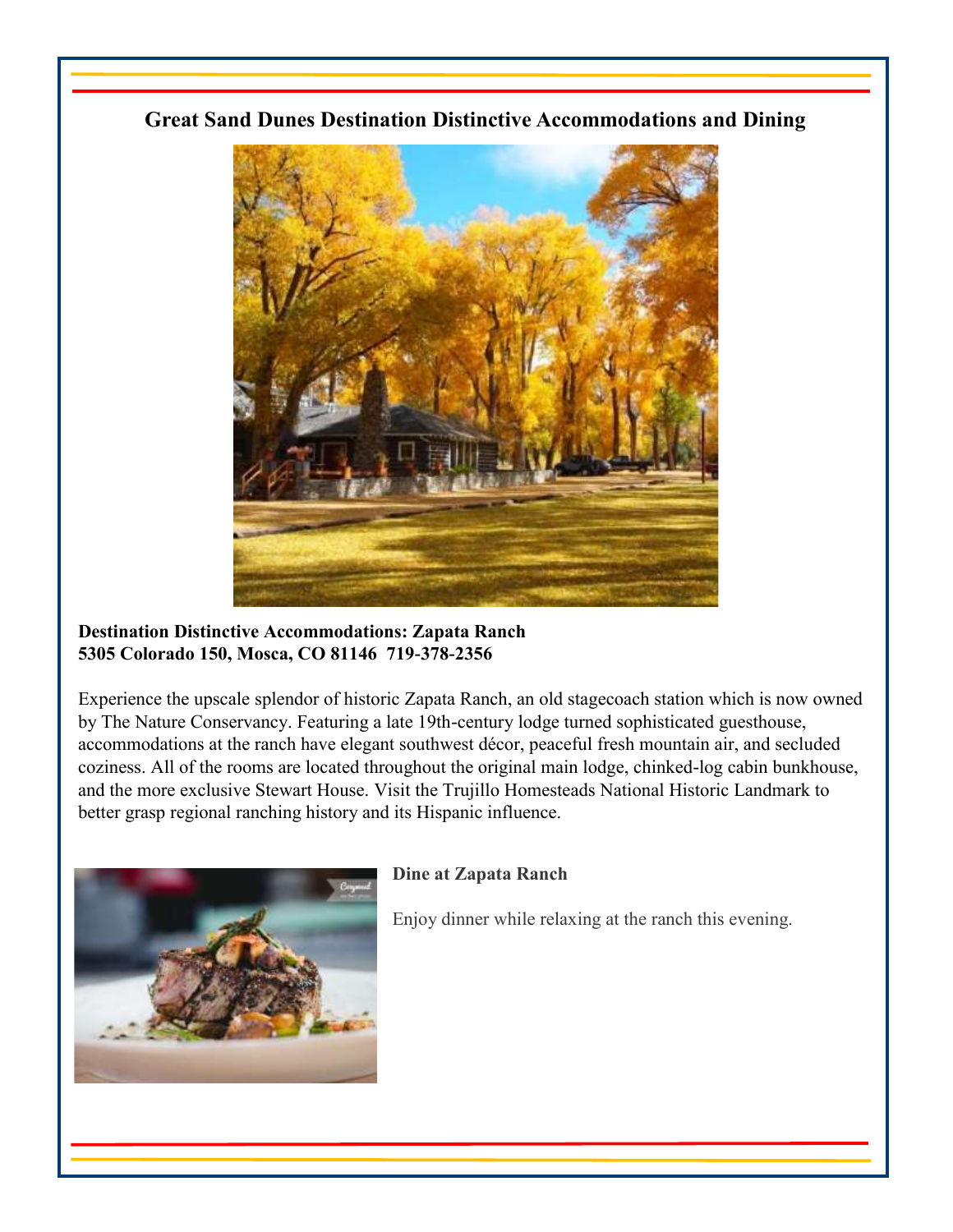## Great Sand Dunes Destination Distinctive Accommodations and Dining

**Destination Distinctive Accommodations: Zapata Ranch**
**5305 Colorado 150, Mosca, CO 81146 719-378-2356**

Experience the upscale splendor of historic Zapata Ranch, an old stagecoach station which is now owned by The Nature Conservancy. Featuring a late 19th-century lodge turned sophisticated guesthouse, accommodations at the ranch have elegant southwest décor, peaceful fresh mountain air, and secluded coziness. All of the rooms are located throughout the original main lodge, chinked-log cabin bunkhouse, and the more exclusive Stewart House. Visit the Trujillo Homesteads National Historic Landmark to better grasp regional ranching history and its Hispanic influence.

**Dine at Zapata Ranch**

Enjoy dinner while relaxing at the ranch this evening.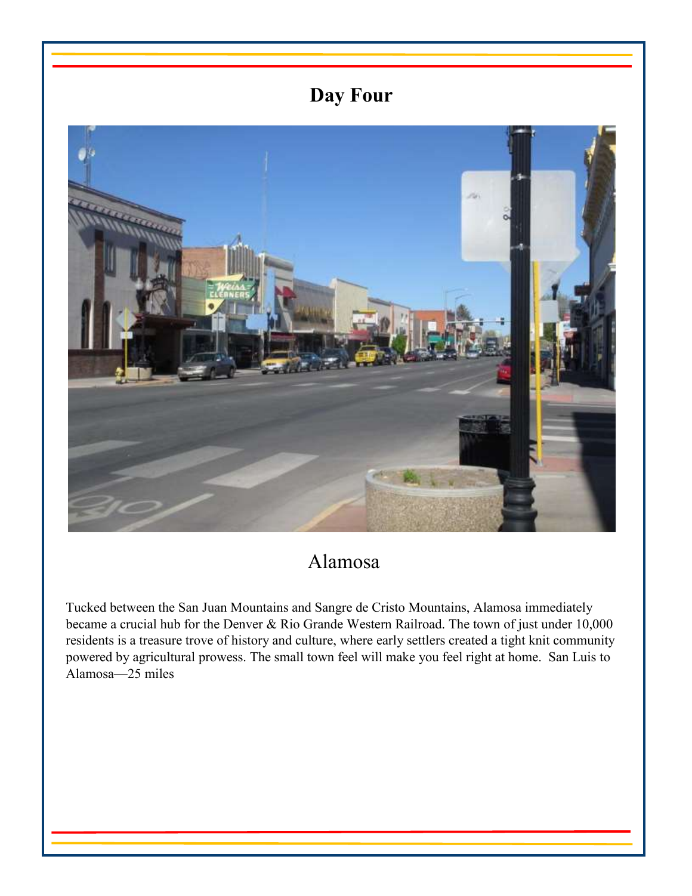# Day Four

## Alamosa

Tucked between the San Juan Mountains and Sangre de Cristo Mountains, Alamosa immediately became a crucial hub for the Denver & Rio Grande Western Railroad. The town of just under 10,000 residents is a treasure trove of history and culture, where early settlers created a tight knit community powered by agricultural prowess. The small town feel will make you feel right at home. San Luis to Alamosa—25 miles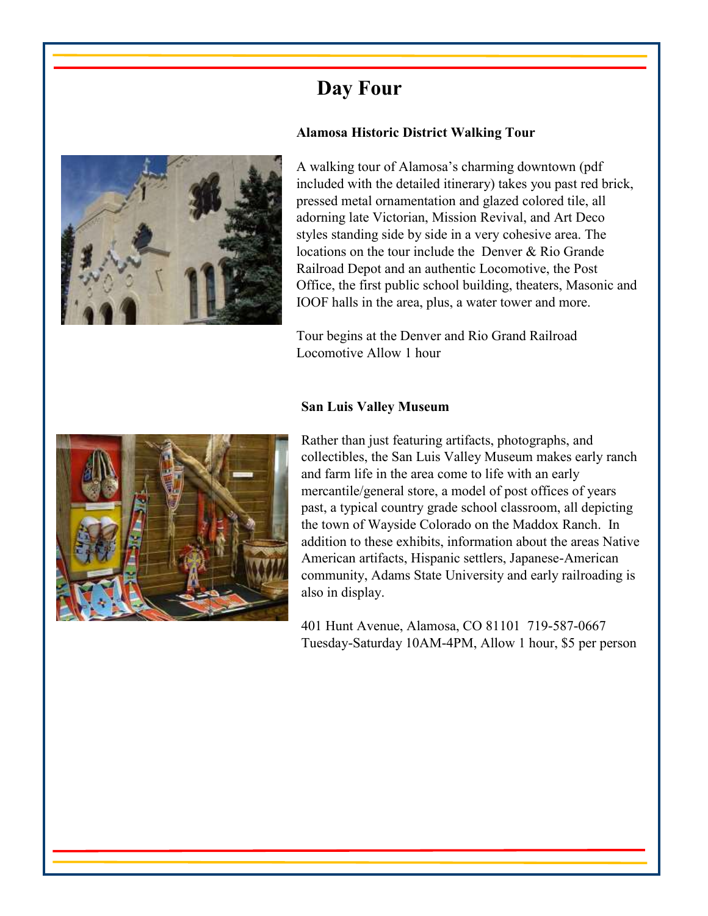# Day Four

### Alamosa Historic District Walking Tour

A walking tour of Alamosa's charming downtown (pdf included with the detailed itinerary) takes you past red brick, pressed metal ornamentation and glazed colored tile, all adorning late Victorian, Mission Revival, and Art Deco styles standing side by side in a very cohesive area. The locations on the tour include the Denver & Rio Grande Railroad Depot and an authentic Locomotive, the Post Office, the first public school building, theaters, Masonic and IOOF halls in the area, plus, a water tower and more.

Tour begins at the Denver and Rio Grand Railroad Locomotive Allow 1 hour

### San Luis Valley Museum

Rather than just featuring artifacts, photographs, and collectibles, the San Luis Valley Museum makes early ranch and farm life in the area come to life with an early mercantile/general store, a model of post offices of years past, a typical country grade school classroom, all depicting the town of Wayside Colorado on the Maddox Ranch. In addition to these exhibits, information about the areas Native American artifacts, Hispanic settlers, Japanese-American community, Adams State University and early railroading is also in display.

401 Hunt Avenue, Alamosa, CO 81101 719-587-0667
Tuesday-Saturday 10AM-4PM, Allow 1 hour, $5 per person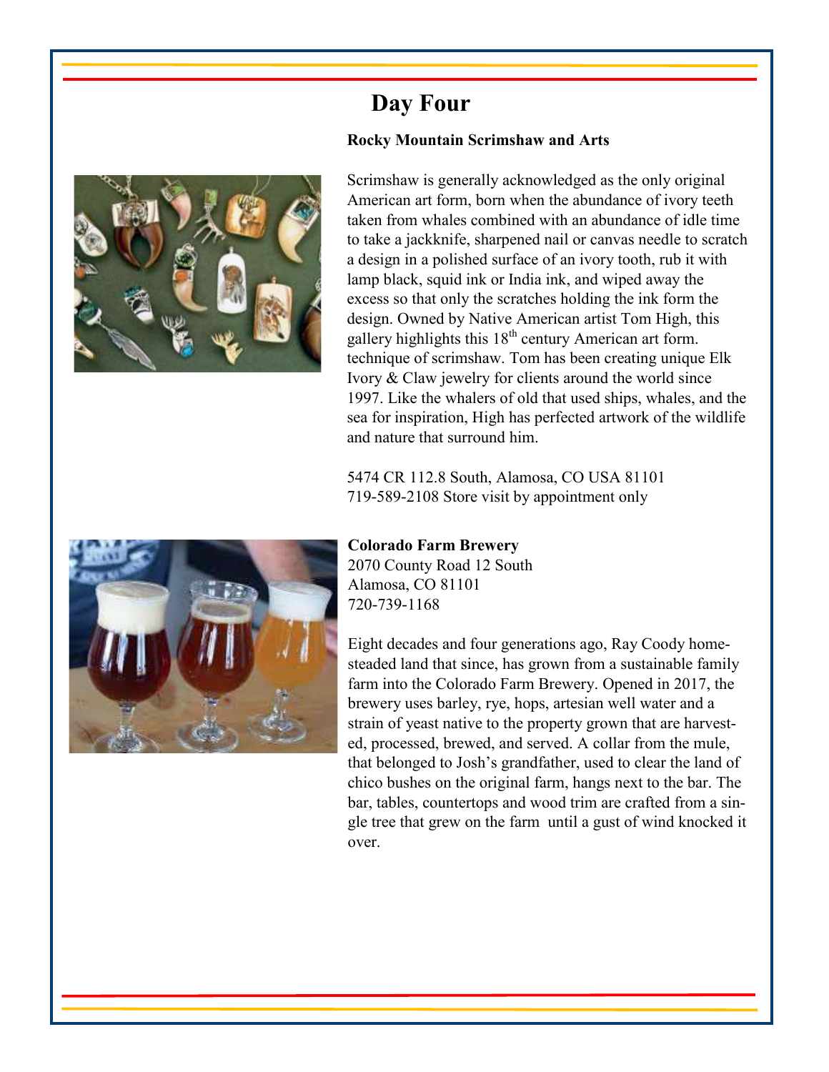# Day Four

**Rocky Mountain Scrimshaw and Arts**

Scrimshaw is generally acknowledged as the only original American art form, born when the abundance of ivory teeth taken from whales combined with an abundance of idle time to take a jackknife, sharpened nail or canvas needle to scratch a design in a polished surface of an ivory tooth, rub it with lamp black, squid ink or India ink, and wiped away the excess so that only the scratches holding the ink form the design. Owned by Native American artist Tom High, this gallery highlights this 18th century American art form. technique of scrimshaw. Tom has been creating unique Elk Ivory & Claw jewelry for clients around the world since 1997. Like the whalers of old that used ships, whales, and the sea for inspiration, High has perfected artwork of the wildlife and nature that surround him.

5474 CR 112.8 South, Alamosa, CO USA 81101
719-589-2108 Store visit by appointment only

**Colorado Farm Brewery**
2070 County Road 12 South
Alamosa, CO 81101
720-739-1168

Eight decades and four generations ago, Ray Coody homesteaded land that since, has grown from a sustainable family farm into the Colorado Farm Brewery. Opened in 2017, the brewery uses barley, rye, hops, artesian well water and a strain of yeast native to the property grown that are harvested, processed, brewed, and served. A collar from the mule, that belonged to Josh's grandfather, used to clear the land of chico bushes on the original farm, hangs next to the bar. The bar, tables, countertops and wood trim are crafted from a single tree that grew on the farm until a gust of wind knocked it over.